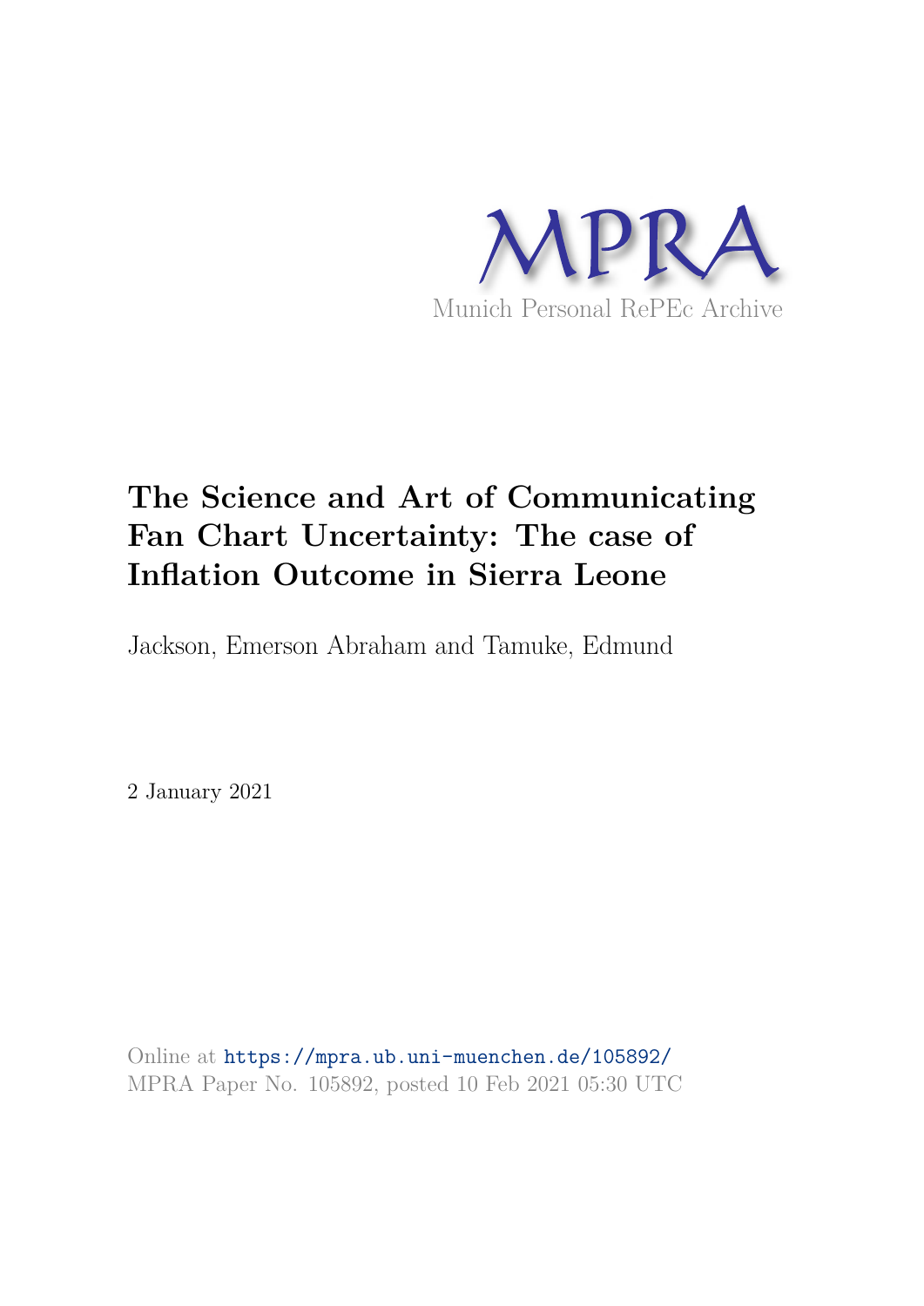# The Science and Art of Communicating Fan Chart Uncertainty: The case of Inflation Outcome in Sierra Leone

Jackson, Emerson Abraham and Tamuke, Edmund

2 January 2021

Online at https://mpra.ub.uni-muenchen.de/105892/
MPRA Paper No. 105892, posted 10 Feb 2021 05:30 UTC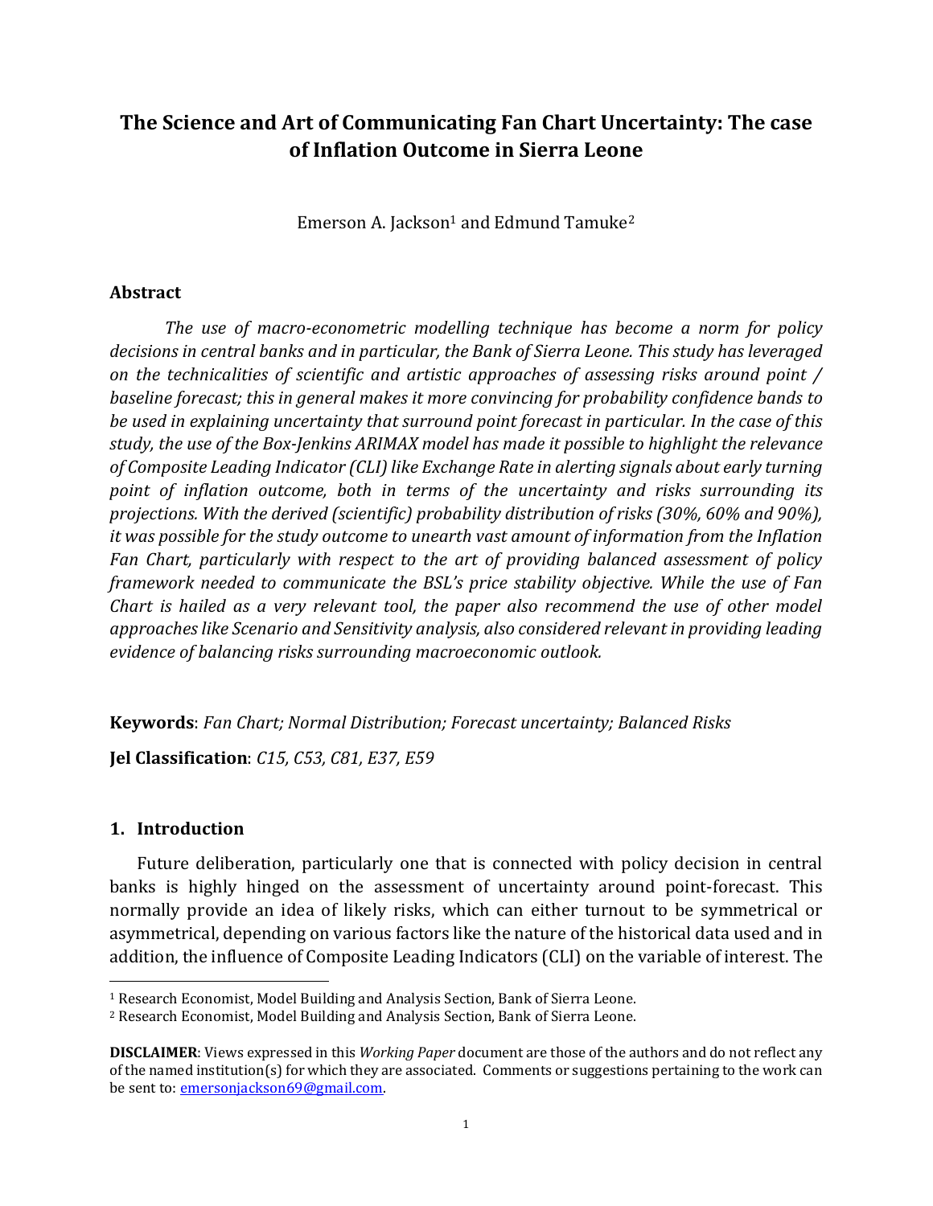# The Science and Art of Communicating Fan Chart Uncertainty: The case of Inflation Outcome in Sierra Leone

Emerson A. Jackson[1] and Edmund Tamuke[2]

## Abstract

*The use of macro-econometric modelling technique has become a norm for policy decisions in central banks and in particular, the Bank of Sierra Leone. This study has leveraged on the technicalities of scientific and artistic approaches of assessing risks around point / baseline forecast; this in general makes it more convincing for probability confidence bands to be used in explaining uncertainty that surround point forecast in particular. In the case of this study, the use of the Box-Jenkins ARIMAX model has made it possible to highlight the relevance of Composite Leading Indicator (CLI) like Exchange Rate in alerting signals about early turning point of inflation outcome, both in terms of the uncertainty and risks surrounding its projections. With the derived (scientific) probability distribution of risks (30%, 60% and 90%), it was possible for the study outcome to unearth vast amount of information from the Inflation Fan Chart, particularly with respect to the art of providing balanced assessment of policy framework needed to communicate the BSL's price stability objective. While the use of Fan Chart is hailed as a very relevant tool, the paper also recommend the use of other model approaches like Scenario and Sensitivity analysis, also considered relevant in providing leading evidence of balancing risks surrounding macroeconomic outlook.*

**Keywords**: *Fan Chart; Normal Distribution; Forecast uncertainty; Balanced Risks*

**Jel Classification**: *C15, C53, C81, E37, E59*

## 1. Introduction

Future deliberation, particularly one that is connected with policy decision in central banks is highly hinged on the assessment of uncertainty around point-forecast. This normally provide an idea of likely risks, which can either turnout to be symmetrical or asymmetrical, depending on various factors like the nature of the historical data used and in addition, the influence of Composite Leading Indicators (CLI) on the variable of interest. The

---

[1] Research Economist, Model Building and Analysis Section, Bank of Sierra Leone.

[2] Research Economist, Model Building and Analysis Section, Bank of Sierra Leone.

**DISCLAIMER**: Views expressed in this *Working Paper* document are those of the authors and do not reflect any of the named institution(s) for which they are associated. Comments or suggestions pertaining to the work can be sent to: emersonjackson69@gmail.com.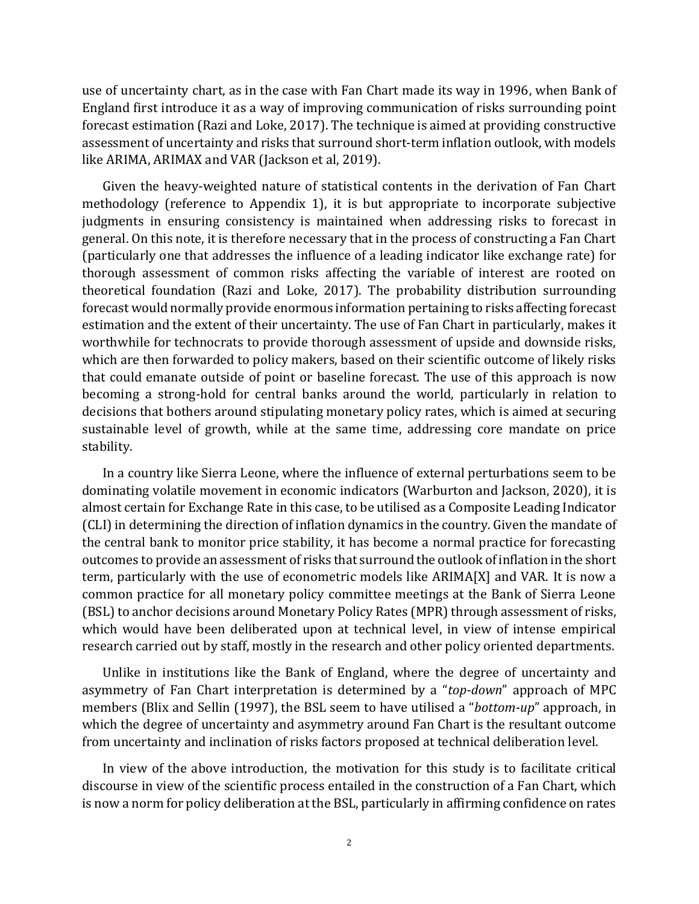use of uncertainty chart, as in the case with Fan Chart made its way in 1996, when Bank of England first introduce it as a way of improving communication of risks surrounding point forecast estimation (Razi and Loke, 2017). The technique is aimed at providing constructive assessment of uncertainty and risks that surround short-term inflation outlook, with models like ARIMA, ARIMAX and VAR (Jackson et al, 2019).

Given the heavy-weighted nature of statistical contents in the derivation of Fan Chart methodology (reference to Appendix 1), it is but appropriate to incorporate subjective judgments in ensuring consistency is maintained when addressing risks to forecast in general. On this note, it is therefore necessary that in the process of constructing a Fan Chart (particularly one that addresses the influence of a leading indicator like exchange rate) for thorough assessment of common risks affecting the variable of interest are rooted on theoretical foundation (Razi and Loke, 2017). The probability distribution surrounding forecast would normally provide enormous information pertaining to risks affecting forecast estimation and the extent of their uncertainty. The use of Fan Chart in particularly, makes it worthwhile for technocrats to provide thorough assessment of upside and downside risks, which are then forwarded to policy makers, based on their scientific outcome of likely risks that could emanate outside of point or baseline forecast. The use of this approach is now becoming a strong-hold for central banks around the world, particularly in relation to decisions that bothers around stipulating monetary policy rates, which is aimed at securing sustainable level of growth, while at the same time, addressing core mandate on price stability.

In a country like Sierra Leone, where the influence of external perturbations seem to be dominating volatile movement in economic indicators (Warburton and Jackson, 2020), it is almost certain for Exchange Rate in this case, to be utilised as a Composite Leading Indicator (CLI) in determining the direction of inflation dynamics in the country. Given the mandate of the central bank to monitor price stability, it has become a normal practice for forecasting outcomes to provide an assessment of risks that surround the outlook of inflation in the short term, particularly with the use of econometric models like ARIMA[X] and VAR. It is now a common practice for all monetary policy committee meetings at the Bank of Sierra Leone (BSL) to anchor decisions around Monetary Policy Rates (MPR) through assessment of risks, which would have been deliberated upon at technical level, in view of intense empirical research carried out by staff, mostly in the research and other policy oriented departments.

Unlike in institutions like the Bank of England, where the degree of uncertainty and asymmetry of Fan Chart interpretation is determined by a "*top-down*" approach of MPC members (Blix and Sellin (1997), the BSL seem to have utilised a "*bottom-up*" approach, in which the degree of uncertainty and asymmetry around Fan Chart is the resultant outcome from uncertainty and inclination of risks factors proposed at technical deliberation level.

In view of the above introduction, the motivation for this study is to facilitate critical discourse in view of the scientific process entailed in the construction of a Fan Chart, which is now a norm for policy deliberation at the BSL, particularly in affirming confidence on rates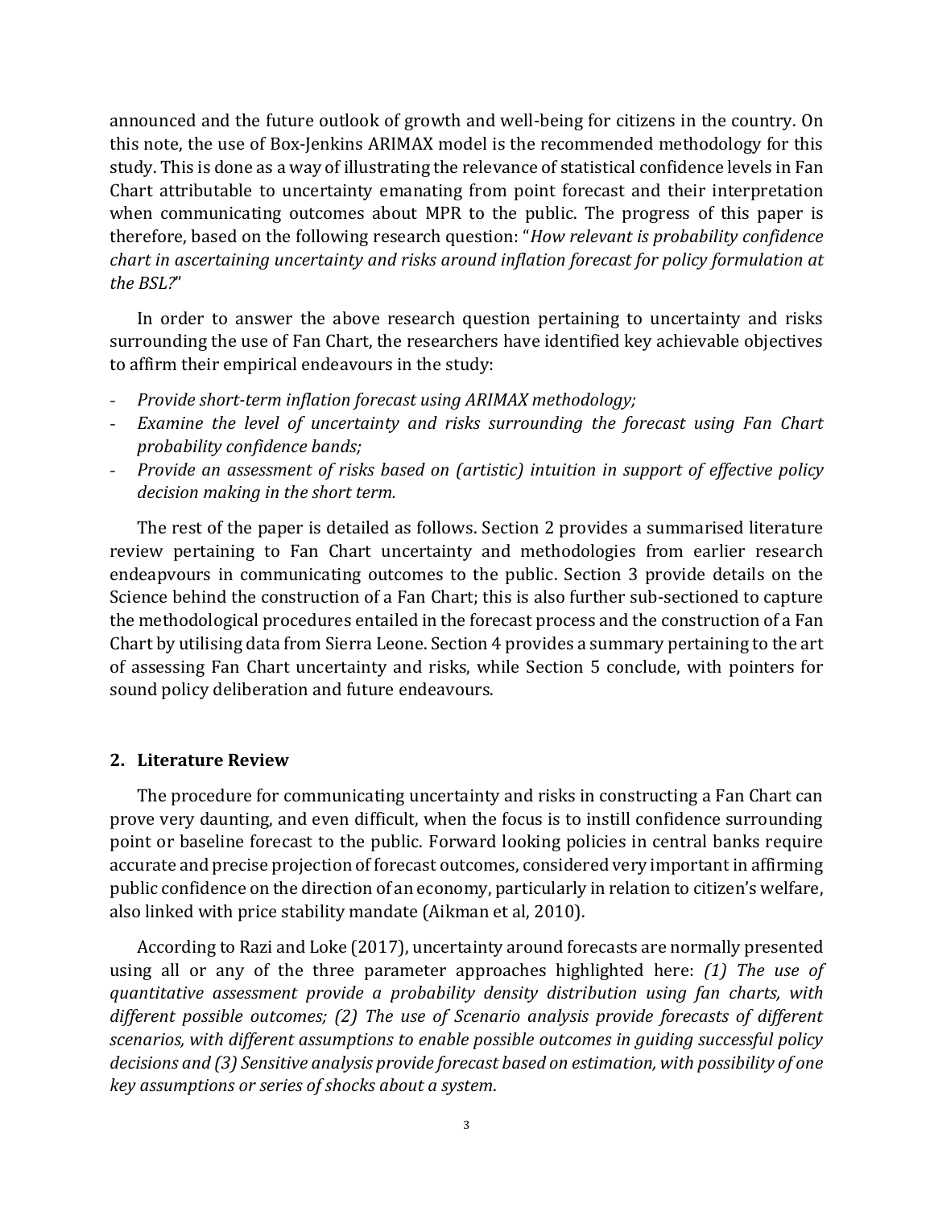announced and the future outlook of growth and well-being for citizens in the country. On this note, the use of Box-Jenkins ARIMAX model is the recommended methodology for this study. This is done as a way of illustrating the relevance of statistical confidence levels in Fan Chart attributable to uncertainty emanating from point forecast and their interpretation when communicating outcomes about MPR to the public. The progress of this paper is therefore, based on the following research question: "*How relevant is probability confidence chart in ascertaining uncertainty and risks around inflation forecast for policy formulation at the BSL?*"

In order to answer the above research question pertaining to uncertainty and risks surrounding the use of Fan Chart, the researchers have identified key achievable objectives to affirm their empirical endeavours in the study:

- *Provide short-term inflation forecast using ARIMAX methodology;*
- *Examine the level of uncertainty and risks surrounding the forecast using Fan Chart probability confidence bands;*
- *Provide an assessment of risks based on (artistic) intuition in support of effective policy decision making in the short term.*

The rest of the paper is detailed as follows. Section 2 provides a summarised literature review pertaining to Fan Chart uncertainty and methodologies from earlier research endeapvours in communicating outcomes to the public. Section 3 provide details on the Science behind the construction of a Fan Chart; this is also further sub-sectioned to capture the methodological procedures entailed in the forecast process and the construction of a Fan Chart by utilising data from Sierra Leone. Section 4 provides a summary pertaining to the art of assessing Fan Chart uncertainty and risks, while Section 5 conclude, with pointers for sound policy deliberation and future endeavours.

## 2. Literature Review

The procedure for communicating uncertainty and risks in constructing a Fan Chart can prove very daunting, and even difficult, when the focus is to instill confidence surrounding point or baseline forecast to the public. Forward looking policies in central banks require accurate and precise projection of forecast outcomes, considered very important in affirming public confidence on the direction of an economy, particularly in relation to citizen's welfare, also linked with price stability mandate (Aikman et al, 2010).

According to Razi and Loke (2017), uncertainty around forecasts are normally presented using all or any of the three parameter approaches highlighted here: *(1) The use of quantitative assessment provide a probability density distribution using fan charts, with different possible outcomes; (2) The use of Scenario analysis provide forecasts of different scenarios, with different assumptions to enable possible outcomes in guiding successful policy decisions and (3) Sensitive analysis provide forecast based on estimation, with possibility of one key assumptions or series of shocks about a system.*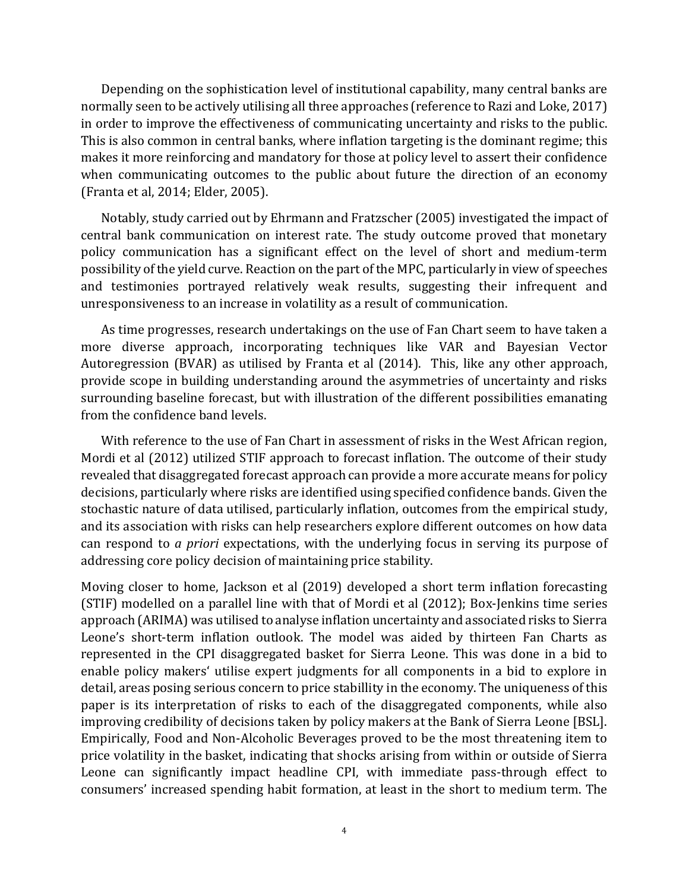Depending on the sophistication level of institutional capability, many central banks are normally seen to be actively utilising all three approaches (reference to Razi and Loke, 2017) in order to improve the effectiveness of communicating uncertainty and risks to the public. This is also common in central banks, where inflation targeting is the dominant regime; this makes it more reinforcing and mandatory for those at policy level to assert their confidence when communicating outcomes to the public about future the direction of an economy (Franta et al, 2014; Elder, 2005).

Notably, study carried out by Ehrmann and Fratzscher (2005) investigated the impact of central bank communication on interest rate. The study outcome proved that monetary policy communication has a significant effect on the level of short and medium-term possibility of the yield curve. Reaction on the part of the MPC, particularly in view of speeches and testimonies portrayed relatively weak results, suggesting their infrequent and unresponsiveness to an increase in volatility as a result of communication.

As time progresses, research undertakings on the use of Fan Chart seem to have taken a more diverse approach, incorporating techniques like VAR and Bayesian Vector Autoregression (BVAR) as utilised by Franta et al (2014). This, like any other approach, provide scope in building understanding around the asymmetries of uncertainty and risks surrounding baseline forecast, but with illustration of the different possibilities emanating from the confidence band levels.

With reference to the use of Fan Chart in assessment of risks in the West African region, Mordi et al (2012) utilized STIF approach to forecast inflation. The outcome of their study revealed that disaggregated forecast approach can provide a more accurate means for policy decisions, particularly where risks are identified using specified confidence bands. Given the stochastic nature of data utilised, particularly inflation, outcomes from the empirical study, and its association with risks can help researchers explore different outcomes on how data can respond to *a priori* expectations, with the underlying focus in serving its purpose of addressing core policy decision of maintaining price stability.

Moving closer to home, Jackson et al (2019) developed a short term inflation forecasting (STIF) modelled on a parallel line with that of Mordi et al (2012); Box-Jenkins time series approach (ARIMA) was utilised to analyse inflation uncertainty and associated risks to Sierra Leone's short-term inflation outlook. The model was aided by thirteen Fan Charts as represented in the CPI disaggregated basket for Sierra Leone. This was done in a bid to enable policy makers' utilise expert judgments for all components in a bid to explore in detail, areas posing serious concern to price stabillity in the economy. The uniqueness of this paper is its interpretation of risks to each of the disaggregated components, while also improving credibility of decisions taken by policy makers at the Bank of Sierra Leone [BSL]. Empirically, Food and Non-Alcoholic Beverages proved to be the most threatening item to price volatility in the basket, indicating that shocks arising from within or outside of Sierra Leone can significantly impact headline CPI, with immediate pass-through effect to consumers' increased spending habit formation, at least in the short to medium term. The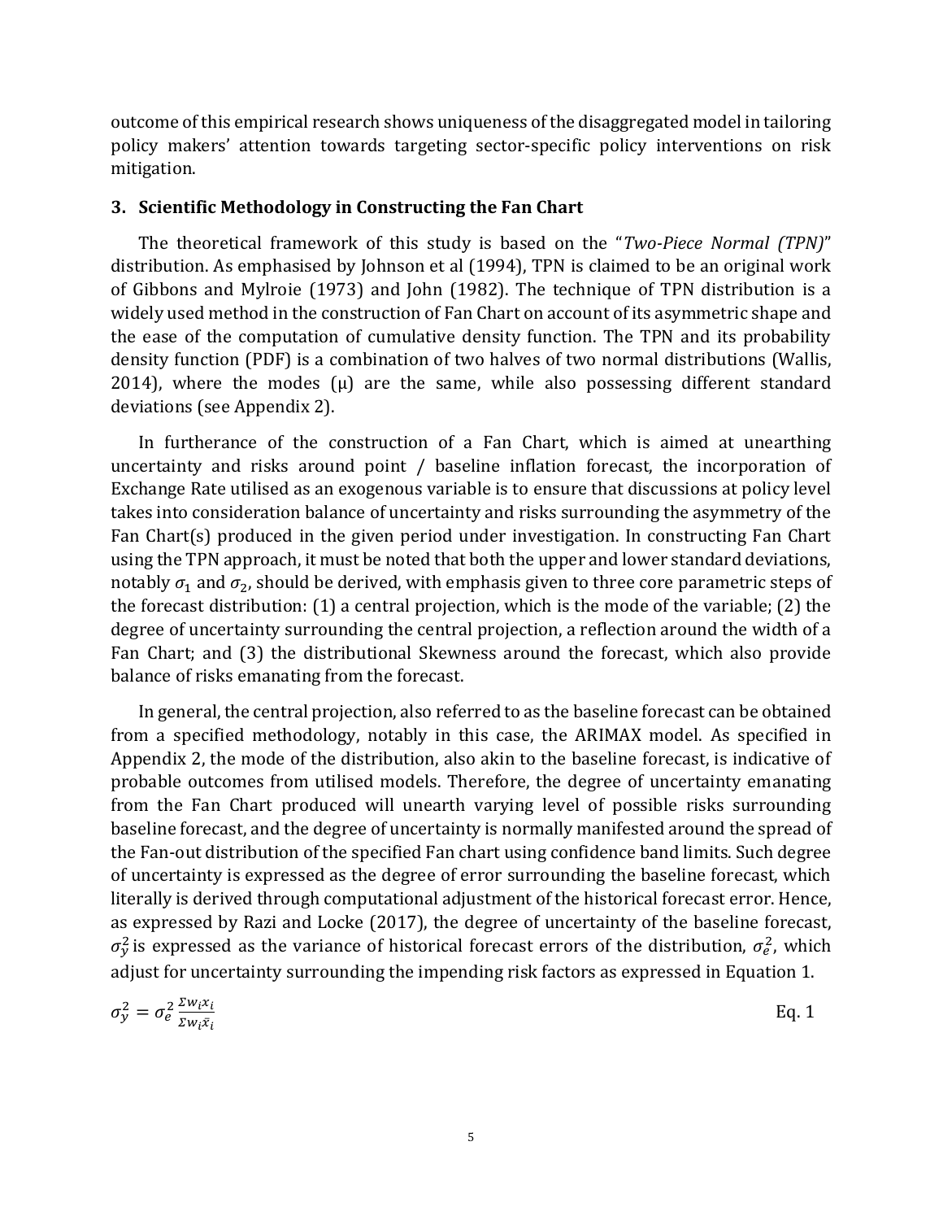outcome of this empirical research shows uniqueness of the disaggregated model in tailoring policy makers' attention towards targeting sector-specific policy interventions on risk mitigation.

## 3. Scientific Methodology in Constructing the Fan Chart

The theoretical framework of this study is based on the "*Two-Piece Normal (TPN)*" distribution. As emphasised by Johnson et al (1994), TPN is claimed to be an original work of Gibbons and Mylroie (1973) and John (1982). The technique of TPN distribution is a widely used method in the construction of Fan Chart on account of its asymmetric shape and the ease of the computation of cumulative density function. The TPN and its probability density function (PDF) is a combination of two halves of two normal distributions (Wallis, 2014), where the modes (μ) are the same, while also possessing different standard deviations (see Appendix 2).

In furtherance of the construction of a Fan Chart, which is aimed at unearthing uncertainty and risks around point / baseline inflation forecast, the incorporation of Exchange Rate utilised as an exogenous variable is to ensure that discussions at policy level takes into consideration balance of uncertainty and risks surrounding the asymmetry of the Fan Chart(s) produced in the given period under investigation. In constructing Fan Chart using the TPN approach, it must be noted that both the upper and lower standard deviations, notably $\sigma_1$ and $\sigma_2$, should be derived, with emphasis given to three core parametric steps of the forecast distribution: (1) a central projection, which is the mode of the variable; (2) the degree of uncertainty surrounding the central projection, a reflection around the width of a Fan Chart; and (3) the distributional Skewness around the forecast, which also provide balance of risks emanating from the forecast.

In general, the central projection, also referred to as the baseline forecast can be obtained from a specified methodology, notably in this case, the ARIMAX model. As specified in Appendix 2, the mode of the distribution, also akin to the baseline forecast, is indicative of probable outcomes from utilised models. Therefore, the degree of uncertainty emanating from the Fan Chart produced will unearth varying level of possible risks surrounding baseline forecast, and the degree of uncertainty is normally manifested around the spread of the Fan-out distribution of the specified Fan chart using confidence band limits. Such degree of uncertainty is expressed as the degree of error surrounding the baseline forecast, which literally is derived through computational adjustment of the historical forecast error. Hence, as expressed by Razi and Locke (2017), the degree of uncertainty of the baseline forecast, $\sigma_y^2$ is expressed as the variance of historical forecast errors of the distribution, $\sigma_e^2$, which adjust for uncertainty surrounding the impending risk factors as expressed in Equation 1.

$$\sigma_y^2 = \sigma_e^2 \frac{\Sigma w_i x_i}{\Sigma w_i \bar{x}_i} \qquad \text{Eq. 1}$$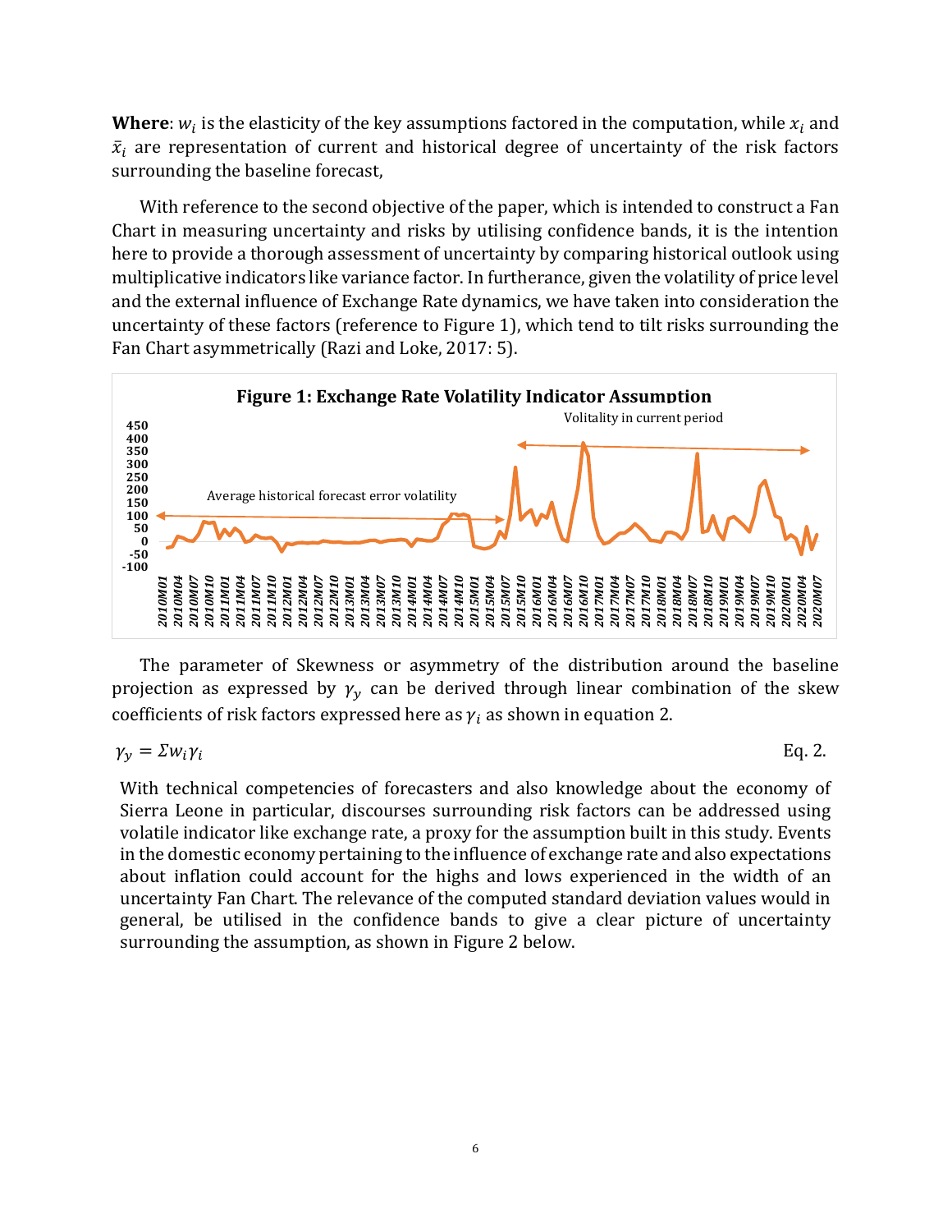**Where**: $w_i$ is the elasticity of the key assumptions factored in the computation, while $x_i$ and $\bar{x}_i$ are representation of current and historical degree of uncertainty of the risk factors surrounding the baseline forecast,

With reference to the second objective of the paper, which is intended to construct a Fan Chart in measuring uncertainty and risks by utilising confidence bands, it is the intention here to provide a thorough assessment of uncertainty by comparing historical outlook using multiplicative indicators like variance factor. In furtherance, given the volatility of price level and the external influence of Exchange Rate dynamics, we have taken into consideration the uncertainty of these factors (reference to Figure 1), which tend to tilt risks surrounding the Fan Chart asymmetrically (Razi and Loke, 2017: 5).

**Figure 1: Exchange Rate Volatility Indicator Assumption**

The parameter of Skewness or asymmetry of the distribution around the baseline projection as expressed by $\gamma_y$ can be derived through linear combination of the skew coefficients of risk factors expressed here as $\gamma_i$ as shown in equation 2.

$$\gamma_y = \Sigma w_i \gamma_i \qquad \text{Eq. 2.}$$

With technical competencies of forecasters and also knowledge about the economy of Sierra Leone in particular, discourses surrounding risk factors can be addressed using volatile indicator like exchange rate, a proxy for the assumption built in this study. Events in the domestic economy pertaining to the influence of exchange rate and also expectations about inflation could account for the highs and lows experienced in the width of an uncertainty Fan Chart. The relevance of the computed standard deviation values would in general, be utilised in the confidence bands to give a clear picture of uncertainty surrounding the assumption, as shown in Figure 2 below.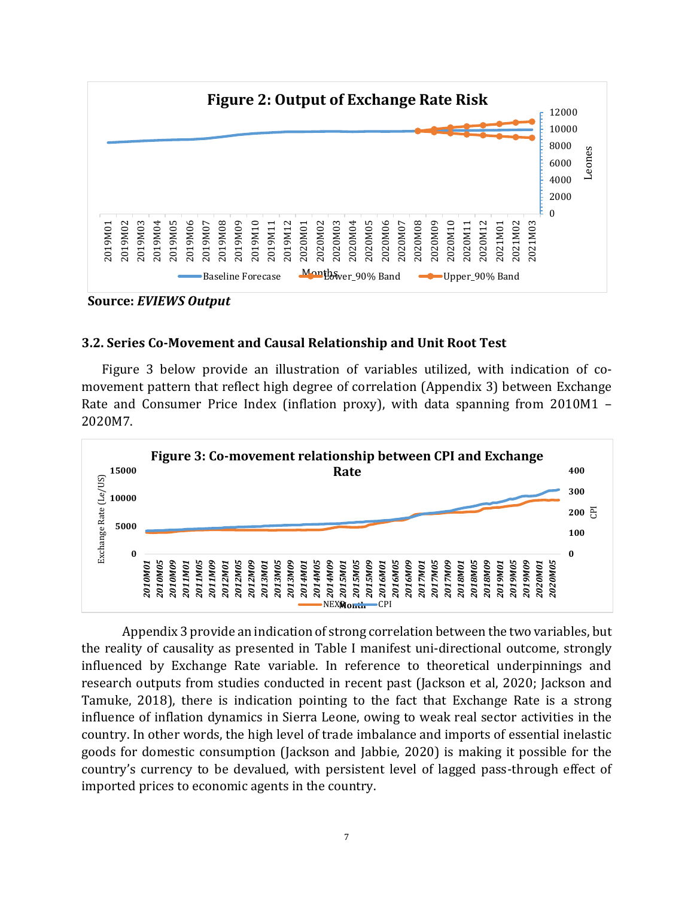**Figure 2: Output of Exchange Rate Risk**

**Source:** ***EVIEWS Output***

### 3.2. Series Co-Movement and Causal Relationship and Unit Root Test

Figure 3 below provide an illustration of variables utilized, with indication of co-movement pattern that reflect high degree of correlation (Appendix 3) between Exchange Rate and Consumer Price Index (inflation proxy), with data spanning from 2010M1 – 2020M7.

**Figure 3: Co-movement relationship between CPI and Exchange Rate**

Appendix 3 provide an indication of strong correlation between the two variables, but the reality of causality as presented in Table I manifest uni-directional outcome, strongly influenced by Exchange Rate variable. In reference to theoretical underpinnings and research outputs from studies conducted in recent past (Jackson et al, 2020; Jackson and Tamuke, 2018), there is indication pointing to the fact that Exchange Rate is a strong influence of inflation dynamics in Sierra Leone, owing to weak real sector activities in the country. In other words, the high level of trade imbalance and imports of essential inelastic goods for domestic consumption (Jackson and Jabbie, 2020) is making it possible for the country's currency to be devalued, with persistent level of lagged pass-through effect of imported prices to economic agents in the country.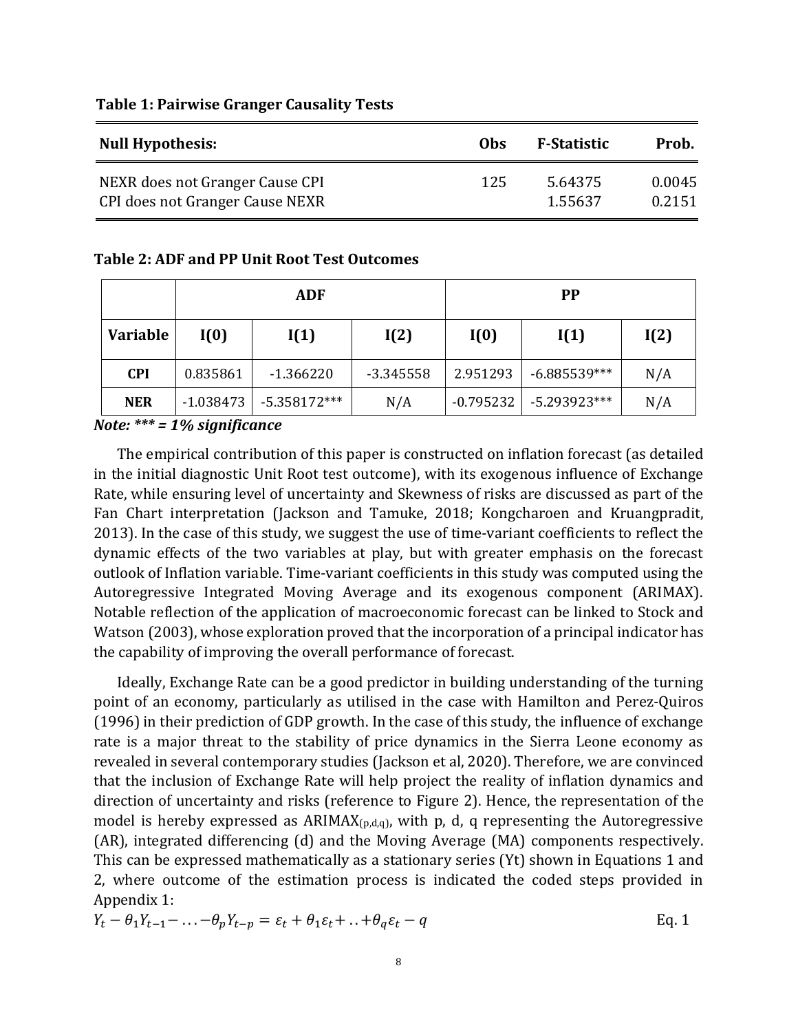**Table 1: Pairwise Granger Causality Tests**

| Null Hypothesis: | Obs | F-Statistic | Prob. |
|---|---|---|---|
| NEXR does not Granger Cause CPI | 125 | 5.64375 | 0.0045 |
| CPI does not Granger Cause NEXR | | 1.55637 | 0.2151 |

**Table 2: ADF and PP Unit Root Test Outcomes**

| | ADF | | | PP | | |
|---|---|---|---|---|---|---|
| **Variable** | **I(0)** | **I(1)** | **I(2)** | **I(0)** | **I(1)** | **I(2)** |
| **CPI** | 0.835861 | -1.366220 | -3.345558 | 2.951293 | -6.885539*** | N/A |
| **NER** | -1.038473 | -5.358172*** | N/A | -0.795232 | -5.293923*** | N/A |

***Note: \*\*\* = 1% significance***

The empirical contribution of this paper is constructed on inflation forecast (as detailed in the initial diagnostic Unit Root test outcome), with its exogenous influence of Exchange Rate, while ensuring level of uncertainty and Skewness of risks are discussed as part of the Fan Chart interpretation (Jackson and Tamuke, 2018; Kongcharoen and Kruangpradit, 2013). In the case of this study, we suggest the use of time-variant coefficients to reflect the dynamic effects of the two variables at play, but with greater emphasis on the forecast outlook of Inflation variable. Time-variant coefficients in this study was computed using the Autoregressive Integrated Moving Average and its exogenous component (ARIMAX). Notable reflection of the application of macroeconomic forecast can be linked to Stock and Watson (2003), whose exploration proved that the incorporation of a principal indicator has the capability of improving the overall performance of forecast.

Ideally, Exchange Rate can be a good predictor in building understanding of the turning point of an economy, particularly as utilised in the case with Hamilton and Perez-Quiros (1996) in their prediction of GDP growth. In the case of this study, the influence of exchange rate is a major threat to the stability of price dynamics in the Sierra Leone economy as revealed in several contemporary studies (Jackson et al, 2020). Therefore, we are convinced that the inclusion of Exchange Rate will help project the reality of inflation dynamics and direction of uncertainty and risks (reference to Figure 2). Hence, the representation of the model is hereby expressed as $\text{ARIMAX}_{(p,d,q)}$, with p, d, q representing the Autoregressive (AR), integrated differencing (d) and the Moving Average (MA) components respectively. This can be expressed mathematically as a stationary series (Yt) shown in Equations 1 and 2, where outcome of the estimation process is indicated the coded steps provided in Appendix 1:

$$Y_t - \theta_1 Y_{t-1} - \ldots - \theta_p Y_{t-p} = \varepsilon_t + \theta_1 \varepsilon_t + \ldots + \theta_q \varepsilon_t - q \qquad \text{Eq. 1}$$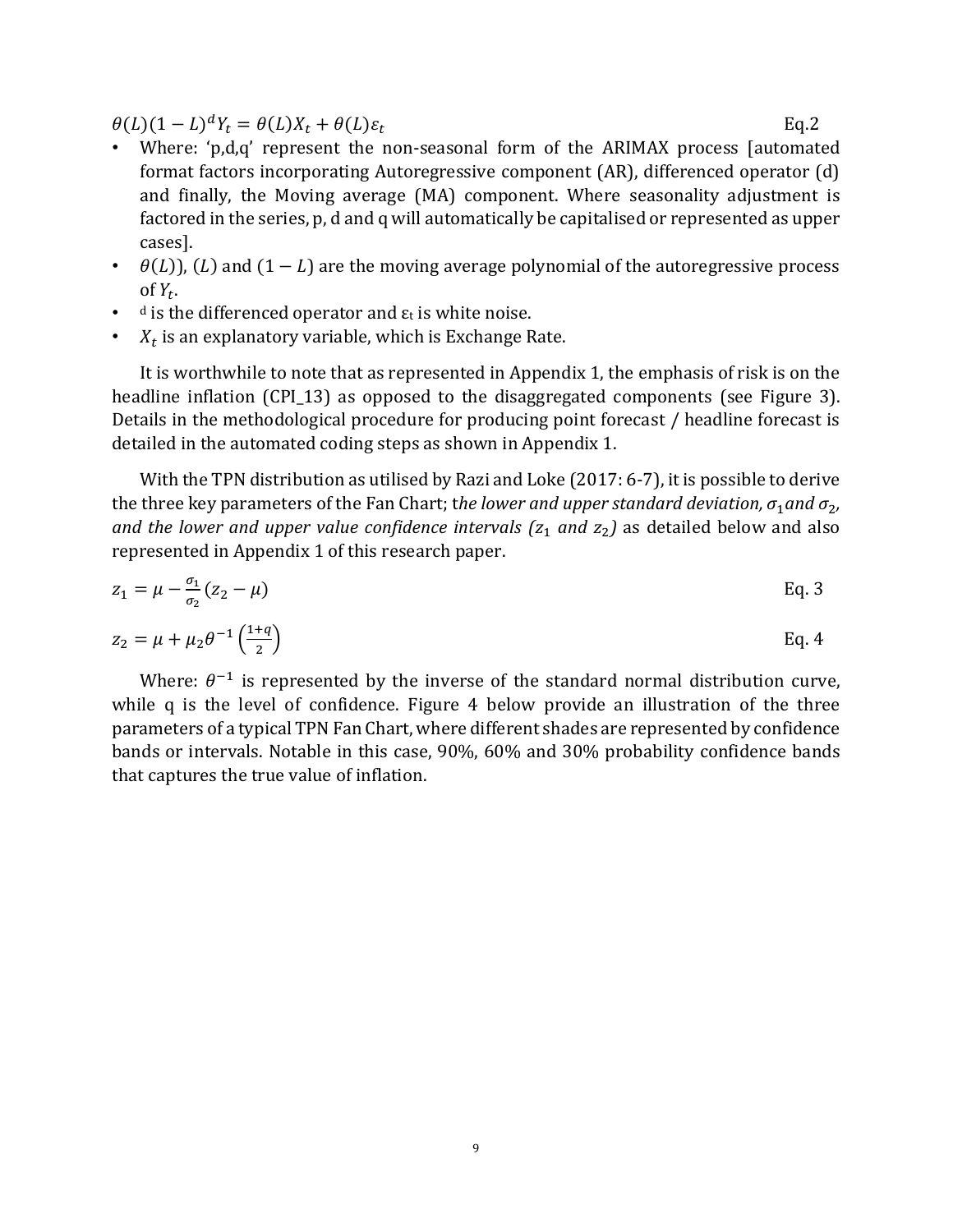$$\theta(L)(1-L)^d Y_t = \theta(L)X_t + \theta(L)\varepsilon_t \quad \text{Eq.2}$$

- Where: 'p,d,q' represent the non-seasonal form of the ARIMAX process [automated format factors incorporating Autoregressive component (AR), differenced operator (d) and finally, the Moving average (MA) component. Where seasonality adjustment is factored in the series, p, d and q will automatically be capitalised or represented as upper cases].
- $\theta(L)$), $(L)$ and $(1-L)$ are the moving average polynomial of the autoregressive process of $Y_t$.
- $^d$ is the differenced operator and $\varepsilon_t$ is white noise.
- $X_t$ is an explanatory variable, which is Exchange Rate.

It is worthwhile to note that as represented in Appendix 1, the emphasis of risk is on the headline inflation (CPI_13) as opposed to the disaggregated components (see Figure 3). Details in the methodological procedure for producing point forecast / headline forecast is detailed in the automated coding steps as shown in Appendix 1.

With the TPN distribution as utilised by Razi and Loke (2017: 6-7), it is possible to derive the three key parameters of the Fan Chart; t*he lower and upper standard deviation, $\sigma_1$ and $\sigma_2$, and the lower and upper value confidence intervals ($z_1$ and $z_2$)* as detailed below and also represented in Appendix 1 of this research paper.

$$z_1 = \mu - \frac{\sigma_1}{\sigma_2}(z_2 - \mu) \quad \text{Eq. 3}$$

$$z_2 = \mu + \mu_2 \theta^{-1}\left(\frac{1+q}{2}\right) \quad \text{Eq. 4}$$

Where: $\theta^{-1}$ is represented by the inverse of the standard normal distribution curve, while q is the level of confidence. Figure 4 below provide an illustration of the three parameters of a typical TPN Fan Chart, where different shades are represented by confidence bands or intervals. Notable in this case, 90%, 60% and 30% probability confidence bands that captures the true value of inflation.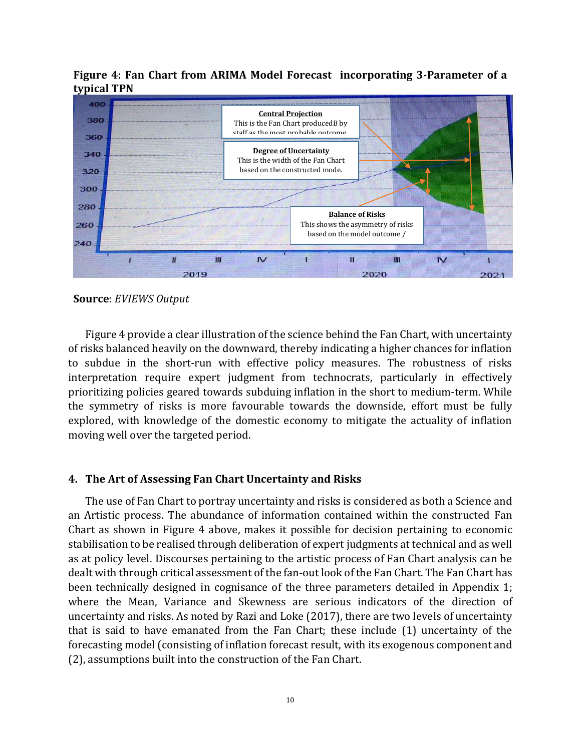**Figure 4: Fan Chart from ARIMA Model Forecast incorporating 3-Parameter of a typical TPN**

**Source**: *EVIEWS Output*

Figure 4 provide a clear illustration of the science behind the Fan Chart, with uncertainty of risks balanced heavily on the downward, thereby indicating a higher chances for inflation to subdue in the short-run with effective policy measures. The robustness of risks interpretation require expert judgment from technocrats, particularly in effectively prioritizing policies geared towards subduing inflation in the short to medium-term. While the symmetry of risks is more favourable towards the downside, effort must be fully explored, with knowledge of the domestic economy to mitigate the actuality of inflation moving well over the targeted period.

## 4. The Art of Assessing Fan Chart Uncertainty and Risks

The use of Fan Chart to portray uncertainty and risks is considered as both a Science and an Artistic process. The abundance of information contained within the constructed Fan Chart as shown in Figure 4 above, makes it possible for decision pertaining to economic stabilisation to be realised through deliberation of expert judgments at technical and as well as at policy level. Discourses pertaining to the artistic process of Fan Chart analysis can be dealt with through critical assessment of the fan-out look of the Fan Chart. The Fan Chart has been technically designed in cognisance of the three parameters detailed in Appendix 1; where the Mean, Variance and Skewness are serious indicators of the direction of uncertainty and risks. As noted by Razi and Loke (2017), there are two levels of uncertainty that is said to have emanated from the Fan Chart; these include (1) uncertainty of the forecasting model (consisting of inflation forecast result, with its exogenous component and (2), assumptions built into the construction of the Fan Chart.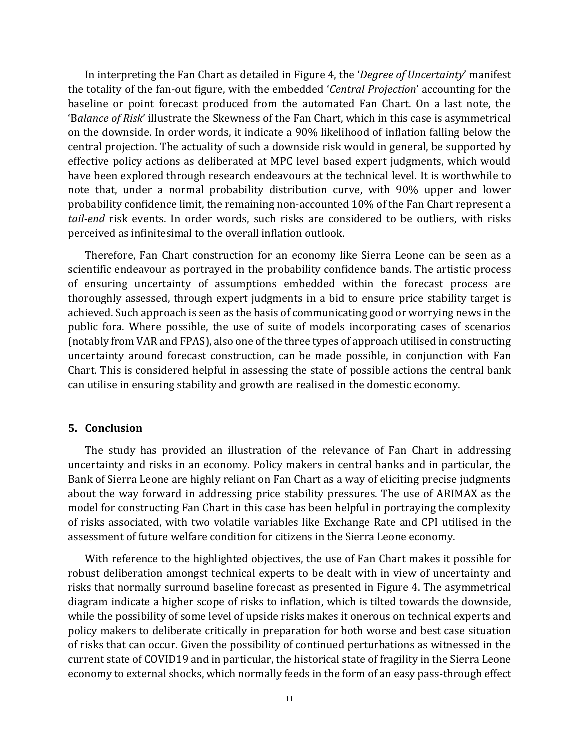In interpreting the Fan Chart as detailed in Figure 4, the '*Degree of Uncertainty*' manifest the totality of the fan-out figure, with the embedded '*Central Projection*' accounting for the baseline or point forecast produced from the automated Fan Chart. On a last note, the 'B*alance of Risk*' illustrate the Skewness of the Fan Chart, which in this case is asymmetrical on the downside. In order words, it indicate a 90% likelihood of inflation falling below the central projection. The actuality of such a downside risk would in general, be supported by effective policy actions as deliberated at MPC level based expert judgments, which would have been explored through research endeavours at the technical level. It is worthwhile to note that, under a normal probability distribution curve, with 90% upper and lower probability confidence limit, the remaining non-accounted 10% of the Fan Chart represent a *tail-end* risk events. In order words, such risks are considered to be outliers, with risks perceived as infinitesimal to the overall inflation outlook.

Therefore, Fan Chart construction for an economy like Sierra Leone can be seen as a scientific endeavour as portrayed in the probability confidence bands. The artistic process of ensuring uncertainty of assumptions embedded within the forecast process are thoroughly assessed, through expert judgments in a bid to ensure price stability target is achieved. Such approach is seen as the basis of communicating good or worrying news in the public fora. Where possible, the use of suite of models incorporating cases of scenarios (notably from VAR and FPAS), also one of the three types of approach utilised in constructing uncertainty around forecast construction, can be made possible, in conjunction with Fan Chart. This is considered helpful in assessing the state of possible actions the central bank can utilise in ensuring stability and growth are realised in the domestic economy.

## 5. Conclusion

The study has provided an illustration of the relevance of Fan Chart in addressing uncertainty and risks in an economy. Policy makers in central banks and in particular, the Bank of Sierra Leone are highly reliant on Fan Chart as a way of eliciting precise judgments about the way forward in addressing price stability pressures. The use of ARIMAX as the model for constructing Fan Chart in this case has been helpful in portraying the complexity of risks associated, with two volatile variables like Exchange Rate and CPI utilised in the assessment of future welfare condition for citizens in the Sierra Leone economy.

With reference to the highlighted objectives, the use of Fan Chart makes it possible for robust deliberation amongst technical experts to be dealt with in view of uncertainty and risks that normally surround baseline forecast as presented in Figure 4. The asymmetrical diagram indicate a higher scope of risks to inflation, which is tilted towards the downside, while the possibility of some level of upside risks makes it onerous on technical experts and policy makers to deliberate critically in preparation for both worse and best case situation of risks that can occur. Given the possibility of continued perturbations as witnessed in the current state of COVID19 and in particular, the historical state of fragility in the Sierra Leone economy to external shocks, which normally feeds in the form of an easy pass-through effect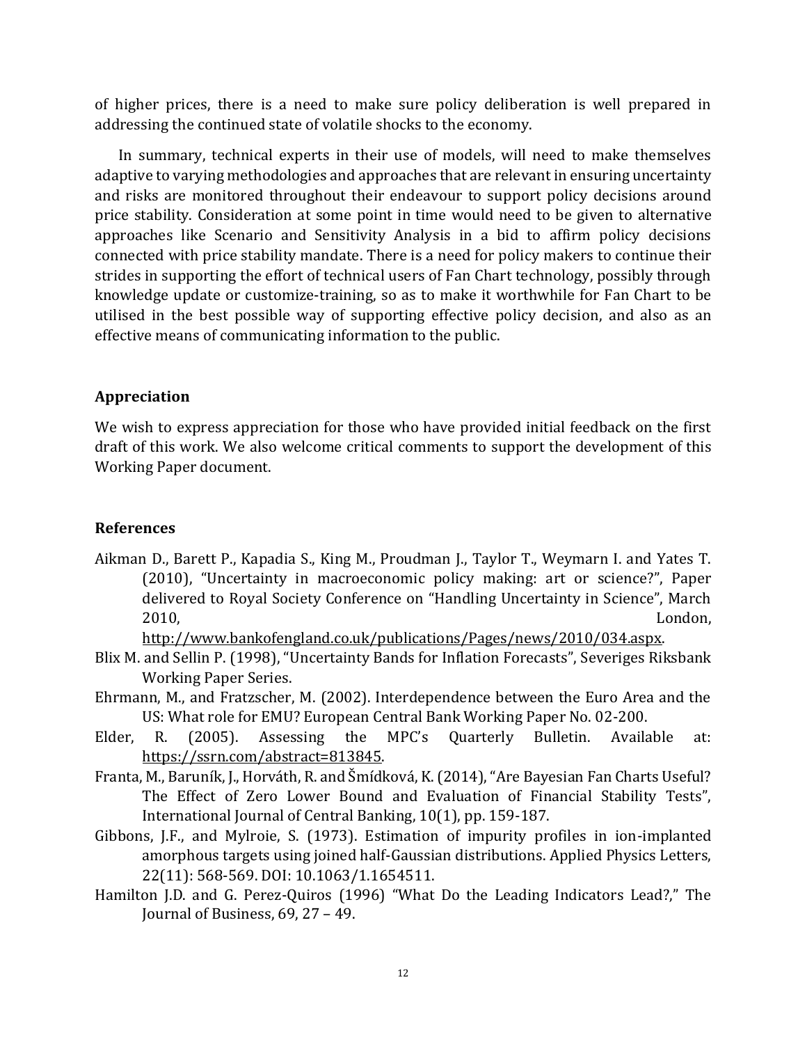of higher prices, there is a need to make sure policy deliberation is well prepared in addressing the continued state of volatile shocks to the economy.

In summary, technical experts in their use of models, will need to make themselves adaptive to varying methodologies and approaches that are relevant in ensuring uncertainty and risks are monitored throughout their endeavour to support policy decisions around price stability. Consideration at some point in time would need to be given to alternative approaches like Scenario and Sensitivity Analysis in a bid to affirm policy decisions connected with price stability mandate. There is a need for policy makers to continue their strides in supporting the effort of technical users of Fan Chart technology, possibly through knowledge update or customize-training, so as to make it worthwhile for Fan Chart to be utilised in the best possible way of supporting effective policy decision, and also as an effective means of communicating information to the public.

## Appreciation

We wish to express appreciation for those who have provided initial feedback on the first draft of this work. We also welcome critical comments to support the development of this Working Paper document.

## References

Aikman D., Barett P., Kapadia S., King M., Proudman J., Taylor T., Weymarn I. and Yates T. (2010), "Uncertainty in macroeconomic policy making: art or science?", Paper delivered to Royal Society Conference on "Handling Uncertainty in Science", March 2010, London, http://www.bankofengland.co.uk/publications/Pages/news/2010/034.aspx.

Blix M. and Sellin P. (1998), "Uncertainty Bands for Inflation Forecasts", Severiges Riksbank Working Paper Series.

Ehrmann, M., and Fratzscher, M. (2002). Interdependence between the Euro Area and the US: What role for EMU? European Central Bank Working Paper No. 02-200.

Elder, R. (2005). Assessing the MPC's Quarterly Bulletin. Available at: https://ssrn.com/abstract=813845.

Franta, M., Baruník, J., Horváth, R. and Šmídková, K. (2014), "Are Bayesian Fan Charts Useful? The Effect of Zero Lower Bound and Evaluation of Financial Stability Tests", International Journal of Central Banking, 10(1), pp. 159-187.

Gibbons, J.F., and Mylroie, S. (1973). Estimation of impurity profiles in ion-implanted amorphous targets using joined half-Gaussian distributions. Applied Physics Letters, 22(11): 568-569. DOI: 10.1063/1.1654511.

Hamilton J.D. and G. Perez-Quiros (1996) "What Do the Leading Indicators Lead?," The Journal of Business, 69, 27 – 49.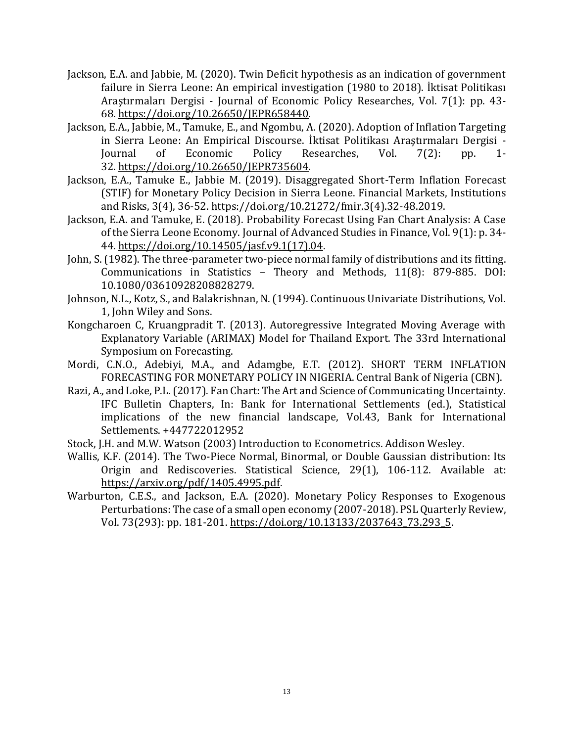Jackson, E.A. and Jabbie, M. (2020). Twin Deficit hypothesis as an indication of government failure in Sierra Leone: An empirical investigation (1980 to 2018). İktisat Politikası Araştırmaları Dergisi - Journal of Economic Policy Researches, Vol. 7(1): pp. 43-68. https://doi.org/10.26650/JEPR658440.

Jackson, E.A., Jabbie, M., Tamuke, E., and Ngombu, A. (2020). Adoption of Inflation Targeting in Sierra Leone: An Empirical Discourse. İktisat Politikası Araştırmaları Dergisi - Journal of Economic Policy Researches, Vol. 7(2): pp. 1-32. https://doi.org/10.26650/JEPR735604.

Jackson, E.A., Tamuke E., Jabbie M. (2019). Disaggregated Short-Term Inflation Forecast (STIF) for Monetary Policy Decision in Sierra Leone. Financial Markets, Institutions and Risks, 3(4), 36-52. https://doi.org/10.21272/fmir.3(4).32-48.2019.

Jackson, E.A. and Tamuke, E. (2018). Probability Forecast Using Fan Chart Analysis: A Case of the Sierra Leone Economy. Journal of Advanced Studies in Finance, Vol. 9(1): p. 34-44. https://doi.org/10.14505/jasf.v9.1(17).04.

John, S. (1982). The three-parameter two-piece normal family of distributions and its fitting. Communications in Statistics – Theory and Methods, 11(8): 879-885. DOI: 10.1080/03610928208828279.

Johnson, N.L., Kotz, S., and Balakrishnan, N. (1994). Continuous Univariate Distributions, Vol. 1, John Wiley and Sons.

Kongcharoen C, Kruangpradit T. (2013). Autoregressive Integrated Moving Average with Explanatory Variable (ARIMAX) Model for Thailand Export. The 33rd International Symposium on Forecasting.

Mordi, C.N.O., Adebiyi, M.A., and Adamgbe, E.T. (2012). SHORT TERM INFLATION FORECASTING FOR MONETARY POLICY IN NIGERIA. Central Bank of Nigeria (CBN).

Razi, A., and Loke, P.L. (2017). Fan Chart: The Art and Science of Communicating Uncertainty. IFC Bulletin Chapters, In: Bank for International Settlements (ed.), Statistical implications of the new financial landscape, Vol.43, Bank for International Settlements. +447722012952

Stock, J.H. and M.W. Watson (2003) Introduction to Econometrics. Addison Wesley.

Wallis, K.F. (2014). The Two-Piece Normal, Binormal, or Double Gaussian distribution: Its Origin and Rediscoveries. Statistical Science, 29(1), 106-112. Available at: https://arxiv.org/pdf/1405.4995.pdf.

Warburton, C.E.S., and Jackson, E.A. (2020). Monetary Policy Responses to Exogenous Perturbations: The case of a small open economy (2007-2018). PSL Quarterly Review, Vol. 73(293): pp. 181-201. https://doi.org/10.13133/2037643_73.293_5.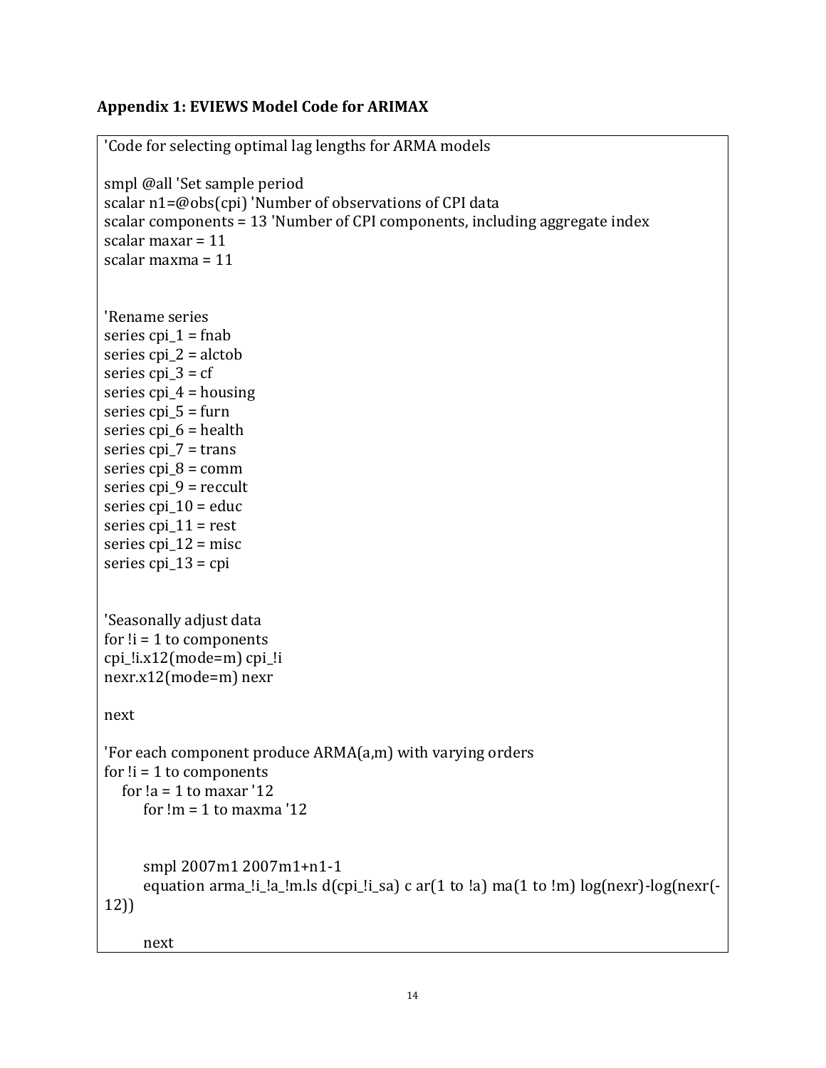### Appendix 1: EVIEWS Model Code for ARIMAX

```
'Code for selecting optimal lag lengths for ARMA models

smpl @all 'Set sample period
scalar n1=@obs(cpi) 'Number of observations of CPI data
scalar components = 13 'Number of CPI components, including aggregate index
scalar maxar = 11
scalar maxma = 11


'Rename series
series cpi_1 = fnab
series cpi_2 = alctob
series cpi_3 = cf
series cpi_4 = housing
series cpi_5 = furn
series cpi_6 = health
series cpi_7 = trans
series cpi_8 = comm
series cpi_9 = reccult
series cpi_10 = educ
series cpi_11 = rest
series cpi_12 = misc
series cpi_13 = cpi


'Seasonally adjust data
for !i = 1 to components
cpi_!i.x12(mode=m) cpi_!i
nexr.x12(mode=m) nexr

next

'For each component produce ARMA(a,m) with varying orders
for !i = 1 to components
   for !a = 1 to maxar '12
       for !m = 1 to maxma '12


       smpl 2007m1 2007m1+n1-1
       equation arma_!i_!a_!m.ls d(cpi_!i_sa) c ar(1 to !a) ma(1 to !m) log(nexr)-log(nexr(-
12))

       next
```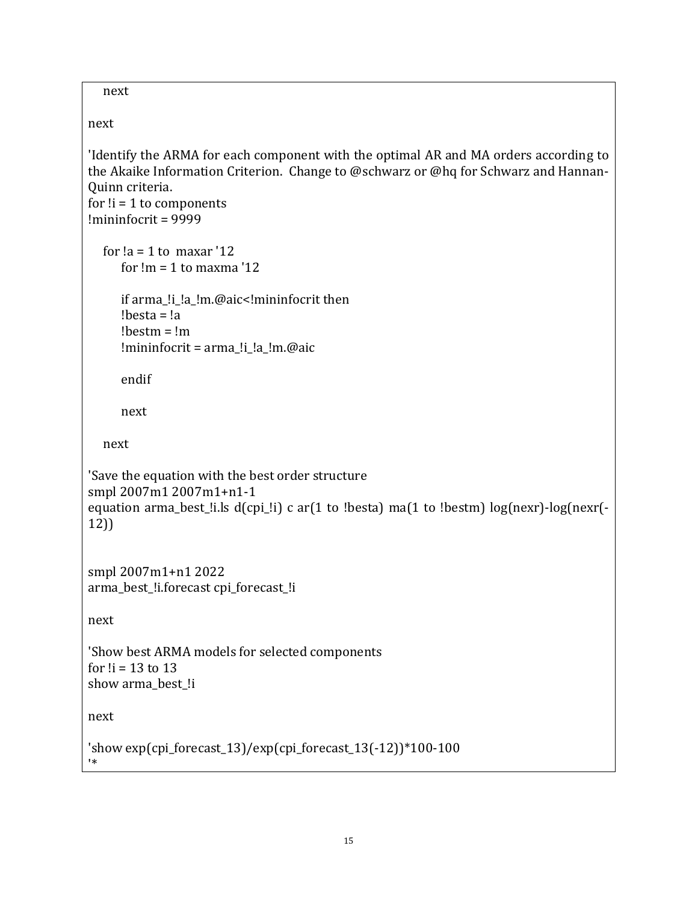```
    next

next

'Identify the ARMA for each component with the optimal AR and MA orders according to the Akaike Information Criterion.  Change to @schwarz or @hq for Schwarz and Hannan-Quinn criteria.
for !i = 1 to components
!mininfocrit = 9999

    for !a = 1 to  maxar '12
        for !m = 1 to maxma '12

        if arma_!i_!a_!m.@aic<!mininfocrit then
        !besta = !a
        !bestm = !m
        !mininfocrit = arma_!i_!a_!m.@aic

        endif

        next

    next

'Save the equation with the best order structure
smpl 2007m1 2007m1+n1-1
equation arma_best_!i.ls d(cpi_!i) c ar(1 to !besta) ma(1 to !bestm) log(nexr)-log(nexr(-12))


smpl 2007m1+n1 2022
arma_best_!i.forecast cpi_forecast_!i

next

'Show best ARMA models for selected components
for !i = 13 to 13
show arma_best_!i

next

'show exp(cpi_forecast_13)/exp(cpi_forecast_13(-12))*100-100
'*
```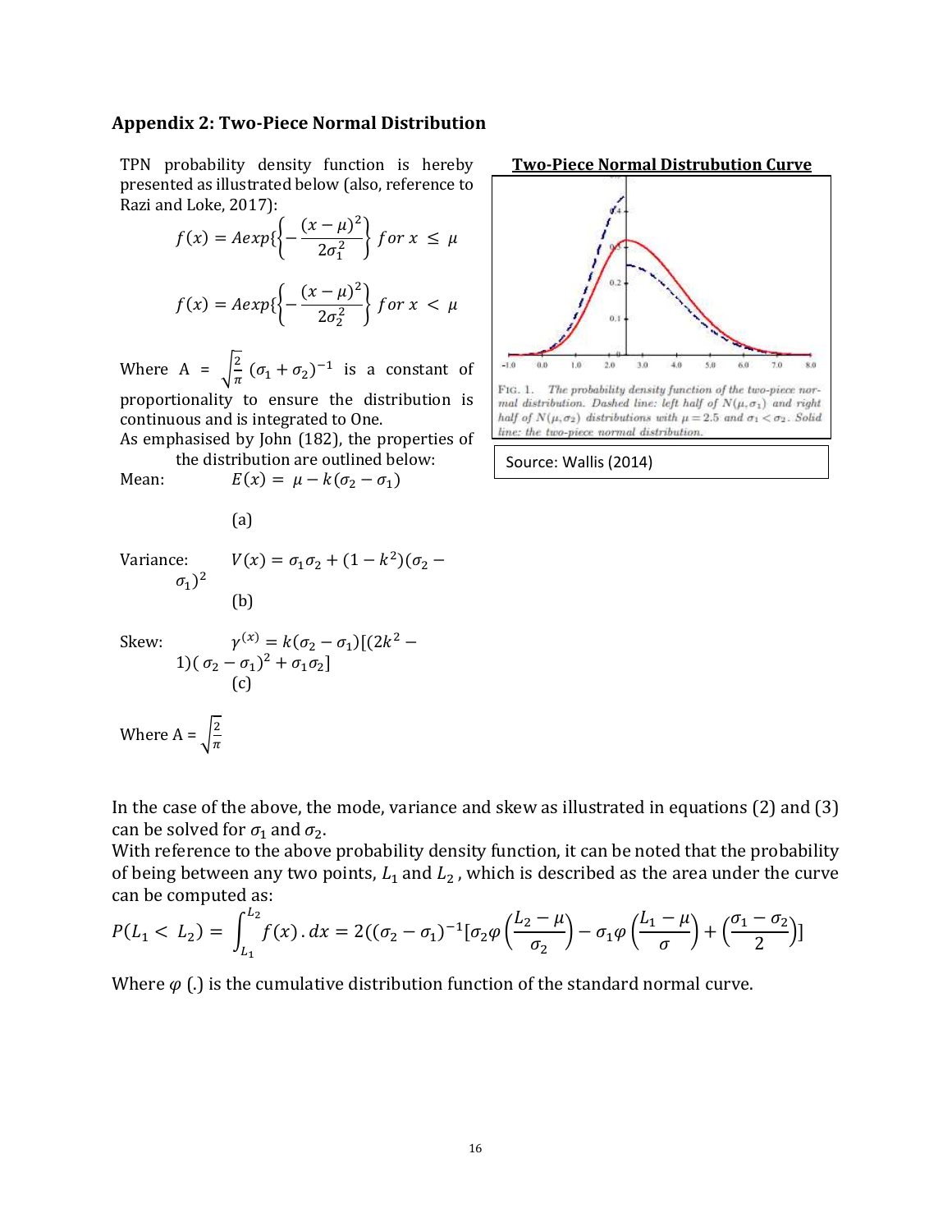## Appendix 2: Two-Piece Normal Distribution

TPN probability density function is hereby presented as illustrated below (also, reference to Razi and Loke, 2017):

$$f(x) = Aexp\left\{-\frac{(x-\mu)^2}{2\sigma_1^2}\right\} \; for \; x \leq \mu$$

$$f(x) = Aexp\left\{-\frac{(x-\mu)^2}{2\sigma_2^2}\right\} \; for \; x < \mu$$

Where $A = \sqrt{\frac{2}{\pi}}\,(\sigma_1 + \sigma_2)^{-1}$ is a constant of proportionality to ensure the distribution is continuous and is integrated to One.

As emphasised by John (182), the properties of the distribution are outlined below:

Mean: $E(x) = \mu - k(\sigma_2 - \sigma_1)$ (a)

Variance: $V(x) = \sigma_1\sigma_2 + (1 - k^2)(\sigma_2 - \sigma_1)^2$ (b)

Skew: $\gamma^{(x)} = k(\sigma_2 - \sigma_1)[(2k^2 - 1)(\sigma_2 - \sigma_1)^2 + \sigma_1\sigma_2]$ (c)

Where A = $\sqrt{\frac{2}{\pi}}$

**Two-Piece Normal Distrubution Curve**

FIG. 1. The probability density function of the two-piece normal distribution. Dashed line: left half of $N(\mu, \sigma_1)$ and right half of $N(\mu, \sigma_2)$ distributions with $\mu = 2.5$ and $\sigma_1 < \sigma_2$. Solid line: the two-piece normal distribution.

Source: Wallis (2014)

In the case of the above, the mode, variance and skew as illustrated in equations (2) and (3) can be solved for $\sigma_1$ and $\sigma_2$.

With reference to the above probability density function, it can be noted that the probability of being between any two points, $L_1$ and $L_2$, which is described as the area under the curve can be computed as:

$$P(L_1 < L_2) = \int_{L_1}^{L_2} f(x).dx = 2((\sigma_2 - \sigma_1)^{-1}[\sigma_2\varphi\left(\frac{L_2 - \mu}{\sigma_2}\right) - \sigma_1\varphi\left(\frac{L_1 - \mu}{\sigma}\right) + \left(\frac{\sigma_1 - \sigma_2}{2}\right)]$$

Where $\varphi$ (.) is the cumulative distribution function of the standard normal curve.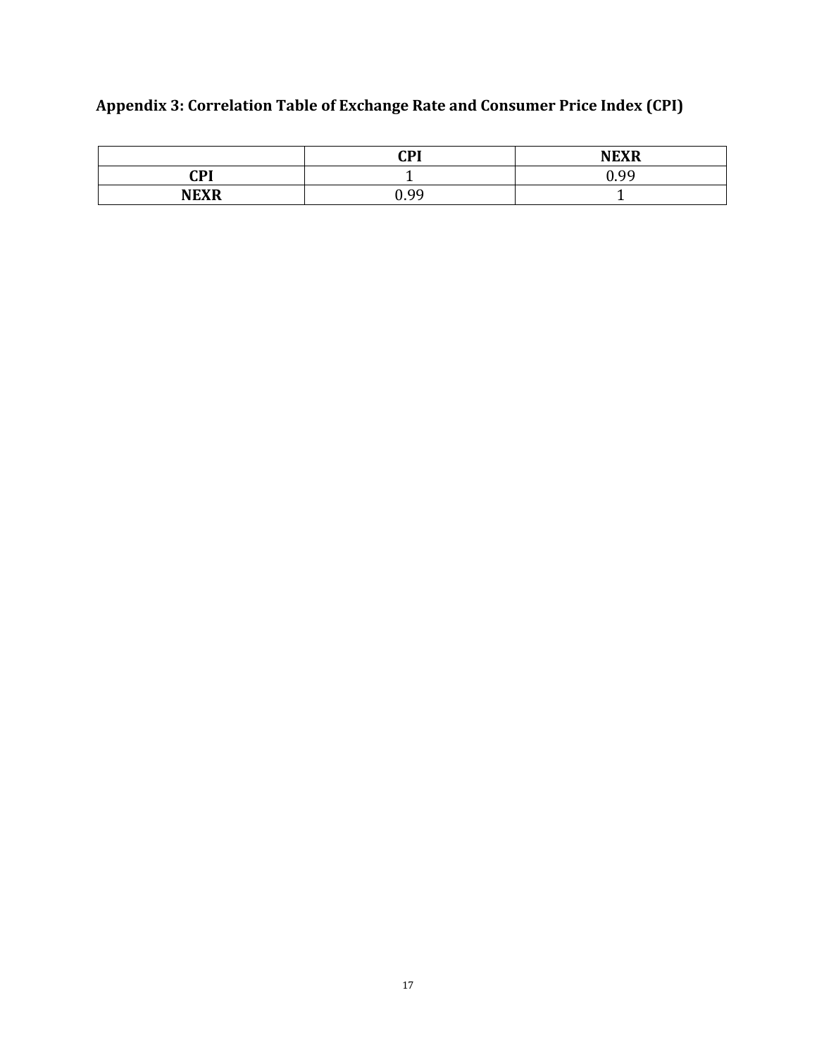## Appendix 3: Correlation Table of Exchange Rate and Consumer Price Index (CPI)

| | CPI | NEXR |
|---|---|---|
| **CPI** | 1 | 0.99 |
| **NEXR** | 0.99 | 1 |